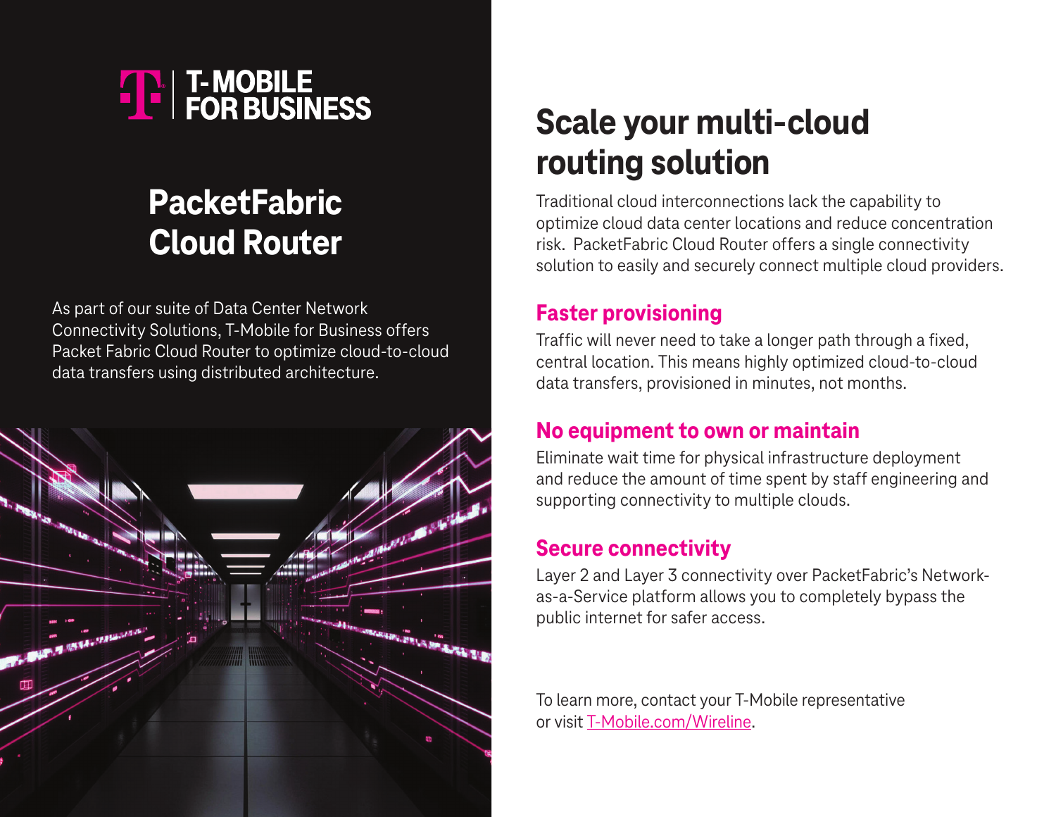T-MOBILE FOR BUSINESS

# PacketFabric Cloud Router

As part of our suite of Data Center Network Connectivity Solutions, T-Mobile for Business offers Packet Fabric Cloud Router to optimize cloud-to-cloud data transfers using distributed architecture.

## Scale your multi-cloud routing solution

Traditional cloud interconnections lack the capability to optimize cloud data center locations and reduce concentration risk. PacketFabric Cloud Router offers a single connectivity solution to easily and securely connect multiple cloud providers.

### Faster provisioning

Traffic will never need to take a longer path through a fixed, central location. This means highly optimized cloud-to-cloud data transfers, provisioned in minutes, not months.

### No equipment to own or maintain

Eliminate wait time for physical infrastructure deployment and reduce the amount of time spent by staff engineering and supporting connectivity to multiple clouds.

### Secure connectivity

Layer 2 and Layer 3 connectivity over PacketFabric's Network-as-a-Service platform allows you to completely bypass the public internet for safer access.

To learn more, contact your T-Mobile representative or visit [T-Mobile.com/Wireline](T-Mobile.com/Wireline).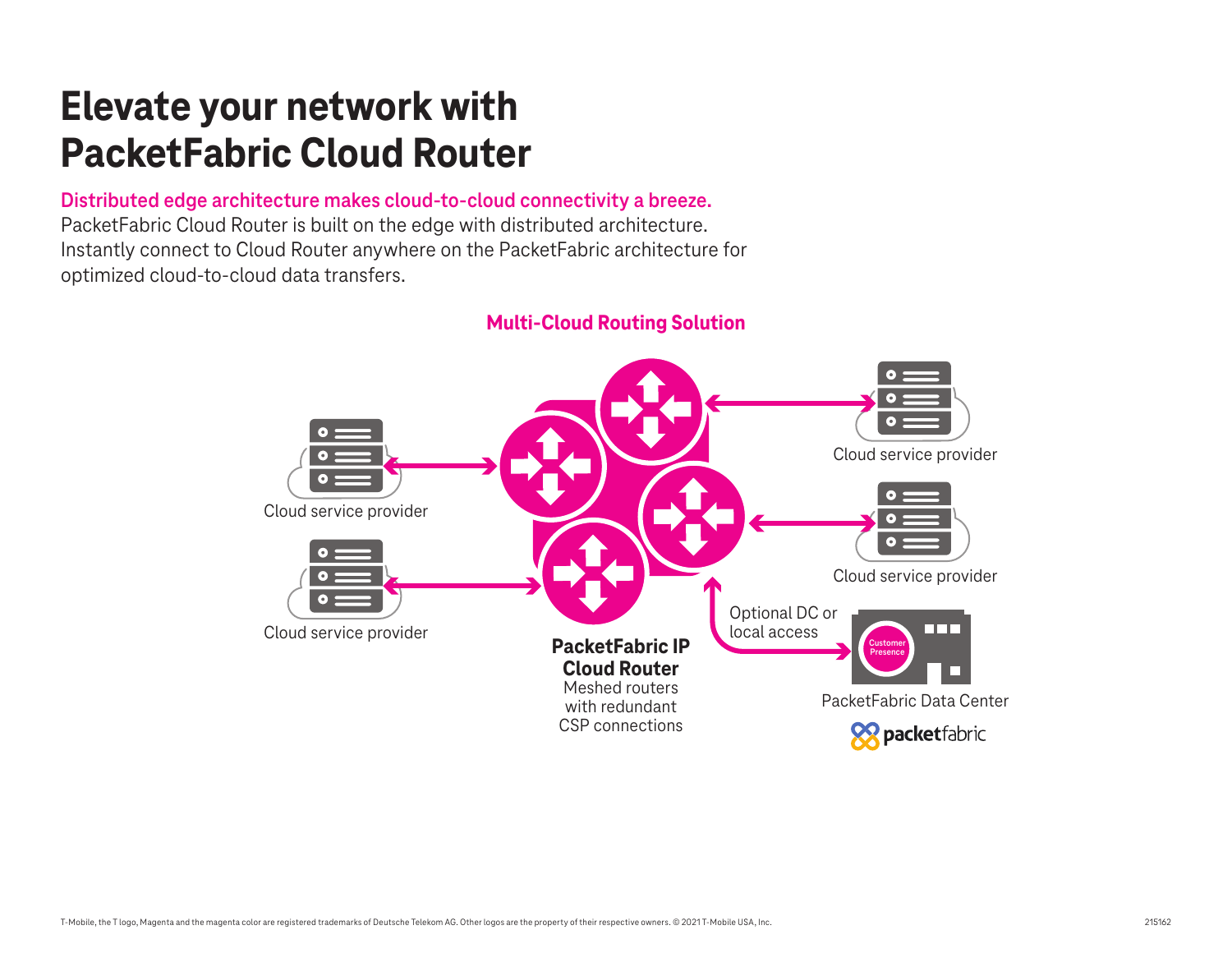# Elevate your network with PacketFabric Cloud Router

**Distributed edge architecture makes cloud-to-cloud connectivity a breeze.**
PacketFabric Cloud Router is built on the edge with distributed architecture. Instantly connect to Cloud Router anywhere on the PacketFabric architecture for optimized cloud-to-cloud data transfers.

## Multi-Cloud Routing Solution

Cloud service provider

Cloud service provider

Cloud service provider

Cloud service provider

Optional DC or local access

Customer Presence

PacketFabric Data Center

packetfabric

**PacketFabric IP Cloud Router**
Meshed routers with redundant CSP connections

T-Mobile, the T logo, Magenta and the magenta color are registered trademarks of Deutsche Telekom AG. Other logos are the property of their respective owners. © 2021 T-Mobile USA, Inc.

215162